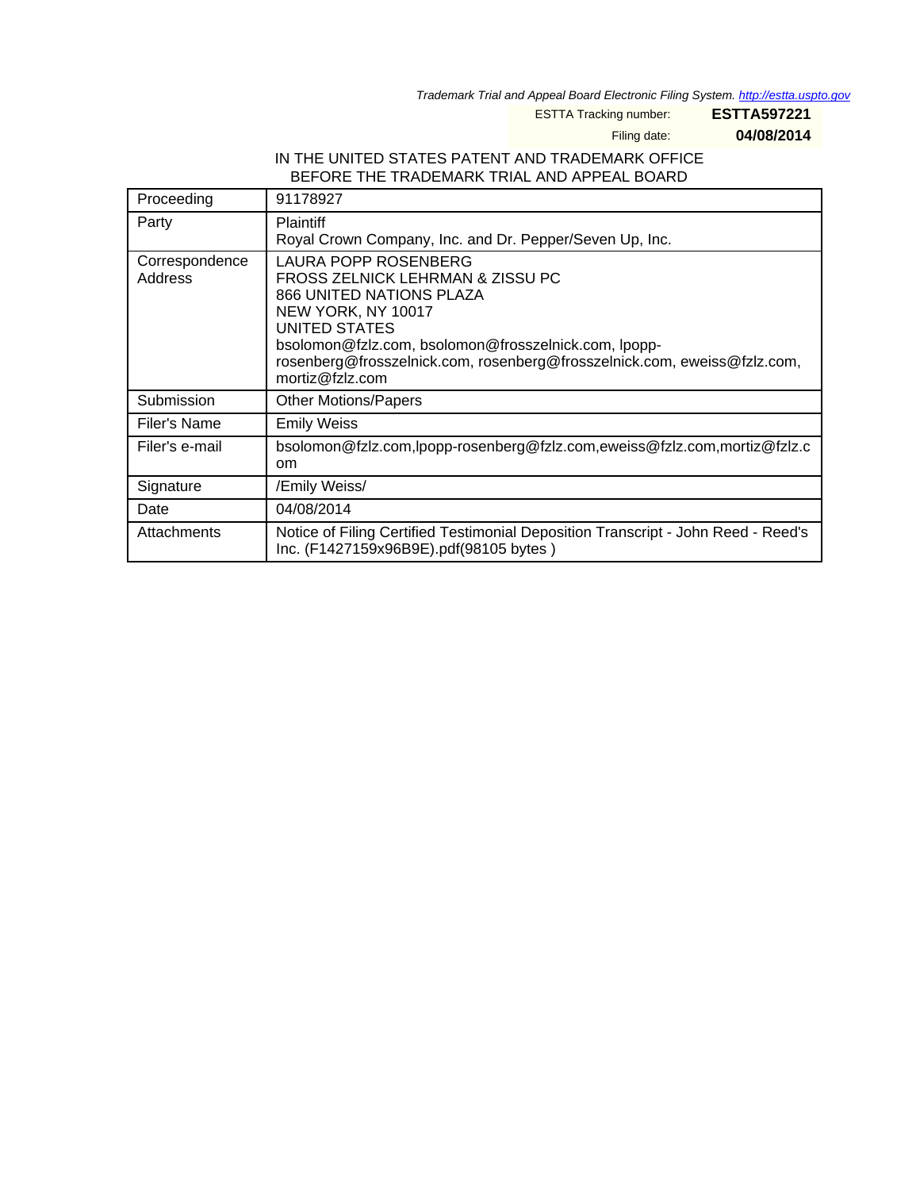*Trademark Trial and Appeal Board Electronic Filing System. http://estta.uspto.gov*

ESTTA Tracking number: **ESTTA597221**

Filing date: **04/08/2014**

IN THE UNITED STATES PATENT AND TRADEMARK OFFICE
BEFORE THE TRADEMARK TRIAL AND APPEAL BOARD

| Proceeding | 91178927 |
|---|---|
| Party | Plaintiff<br>Royal Crown Company, Inc. and Dr. Pepper/Seven Up, Inc. |
| Correspondence Address | LAURA POPP ROSENBERG<br>FROSS ZELNICK LEHRMAN & ZISSU PC<br>866 UNITED NATIONS PLAZA<br>NEW YORK, NY 10017<br>UNITED STATES<br>bsolomon@fzlz.com, bsolomon@frosszelnick.com, lpopp-rosenberg@frosszelnick.com, rosenberg@frosszelnick.com, eweiss@fzlz.com, mortiz@fzlz.com |
| Submission | Other Motions/Papers |
| Filer's Name | Emily Weiss |
| Filer's e-mail | bsolomon@fzlz.com,lpopp-rosenberg@fzlz.com,eweiss@fzlz.com,mortiz@fzlz.com |
| Signature | /Emily Weiss/ |
| Date | 04/08/2014 |
| Attachments | Notice of Filing Certified Testimonial Deposition Transcript - John Reed - Reed's Inc. (F1427159x96B9E).pdf(98105 bytes ) |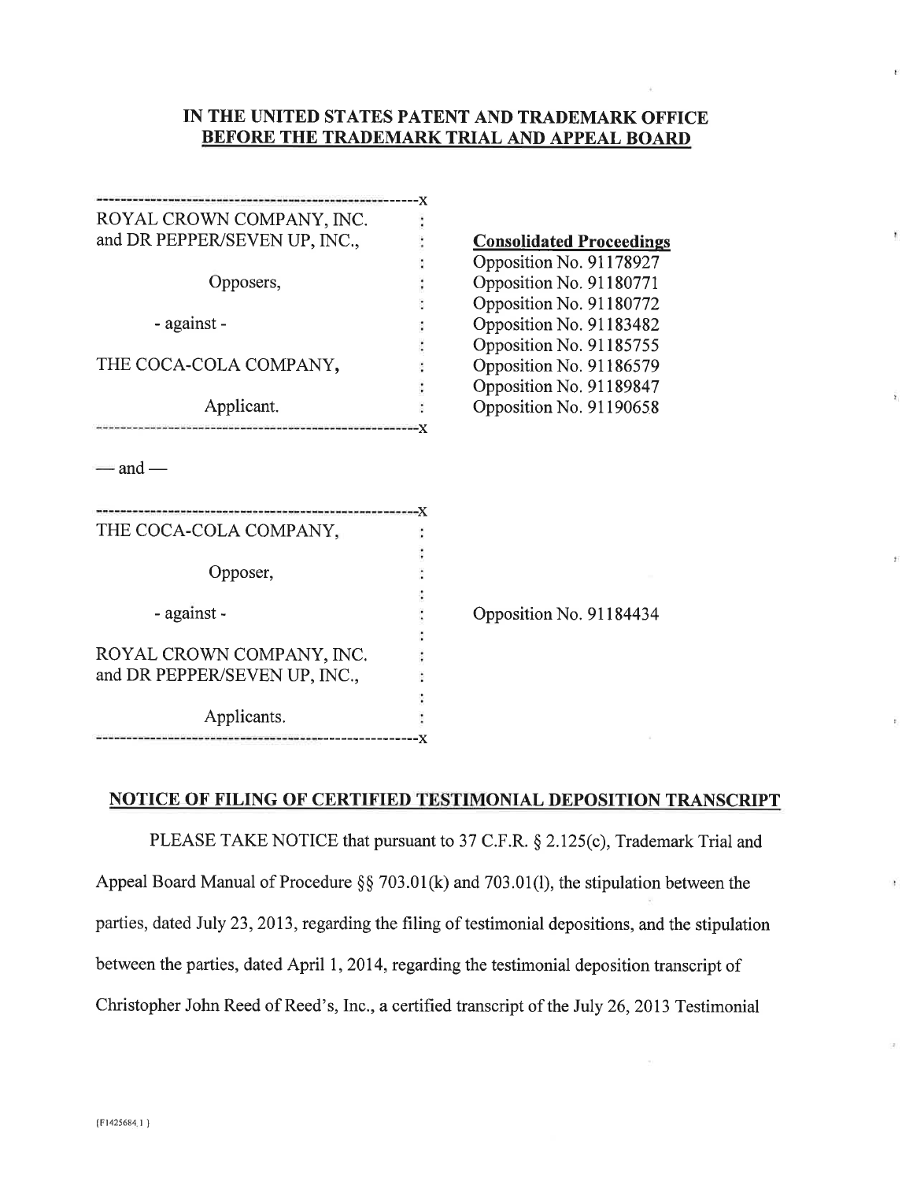**IN THE UNITED STATES PATENT AND TRADEMARK OFFICE**
**BEFORE THE TRADEMARK TRIAL AND APPEAL BOARD**

| | |
|---|---|
| ROYAL CROWN COMPANY, INC. and DR PEPPER/SEVEN UP, INC., | **Consolidated Proceedings** |
| Opposers, | Opposition No. 91178927 |
| | Opposition No. 91180771 |
| - against - | Opposition No. 91180772 |
| | Opposition No. 91183482 |
| THE COCA-COLA COMPANY, | Opposition No. 91185755 |
| | Opposition No. 91186579 |
| Applicant. | Opposition No. 91189847 |
| | Opposition No. 91190658 |

— and —

| | |
|---|---|
| THE COCA-COLA COMPANY, | |
| Opposer, | |
| - against - | Opposition No. 91184434 |
| ROYAL CROWN COMPANY, INC. and DR PEPPER/SEVEN UP, INC., | |
| Applicants. | |

**NOTICE OF FILING OF CERTIFIED TESTIMONIAL DEPOSITION TRANSCRIPT**

PLEASE TAKE NOTICE that pursuant to 37 C.F.R. § 2.125(c), Trademark Trial and Appeal Board Manual of Procedure §§ 703.01(k) and 703.01(l), the stipulation between the parties, dated July 23, 2013, regarding the filing of testimonial depositions, and the stipulation between the parties, dated April 1, 2014, regarding the testimonial deposition transcript of Christopher John Reed of Reed's, Inc., a certified transcript of the July 26, 2013 Testimonial

{F1425684.1 }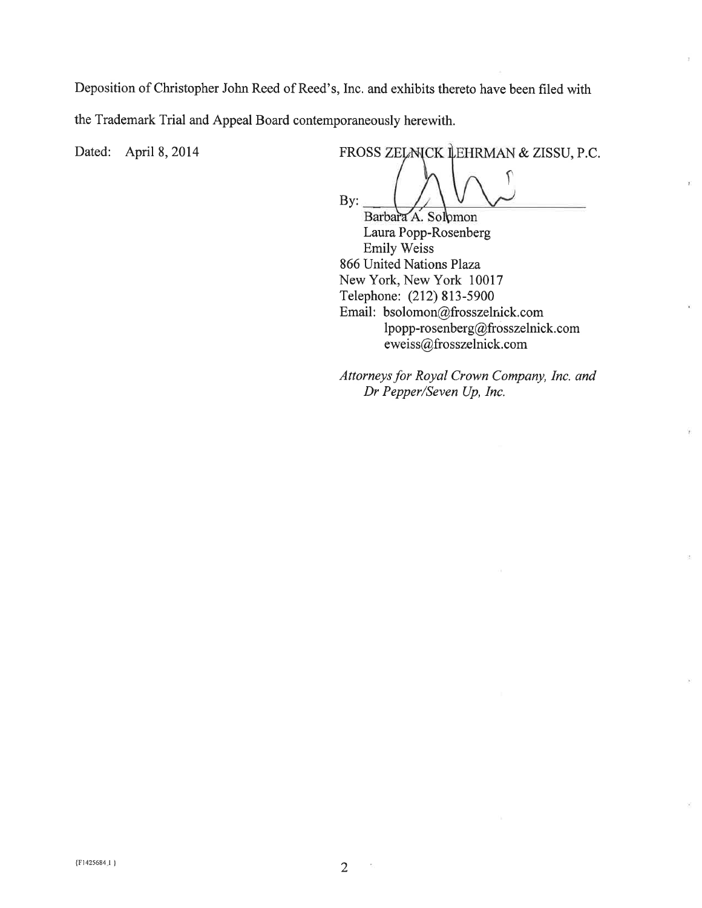Deposition of Christopher John Reed of Reed's, Inc. and exhibits thereto have been filed with the Trademark Trial and Appeal Board contemporaneously herewith.

Dated: April 8, 2014

FROSS ZELNICK LEHRMAN & ZISSU, P.C.

By: ______________________________

Barbara A. Solomon
Laura Popp-Rosenberg
Emily Weiss
866 United Nations Plaza
New York, New York 10017
Telephone: (212) 813-5900
Email: bsolomon@frosszelnick.com
lpopp-rosenberg@frosszelnick.com
eweiss@frosszelnick.com

*Attorneys for Royal Crown Company, Inc. and Dr Pepper/Seven Up, Inc.*

{F1425684.1 }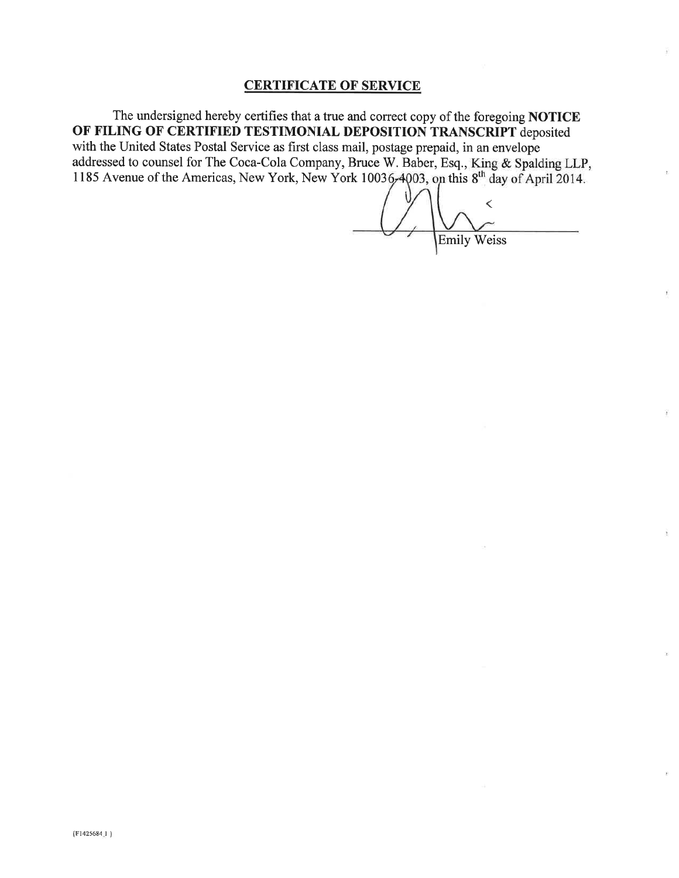## CERTIFICATE OF SERVICE

The undersigned hereby certifies that a true and correct copy of the foregoing **NOTICE OF FILING OF CERTIFIED TESTIMONIAL DEPOSITION TRANSCRIPT** deposited with the United States Postal Service as first class mail, postage prepaid, in an envelope addressed to counsel for The Coca-Cola Company, Bruce W. Baber, Esq., King & Spalding LLP, 1185 Avenue of the Americas, New York, New York 10036-4003, on this 8th day of April 2014.

Emily Weiss

{F1425684.1 }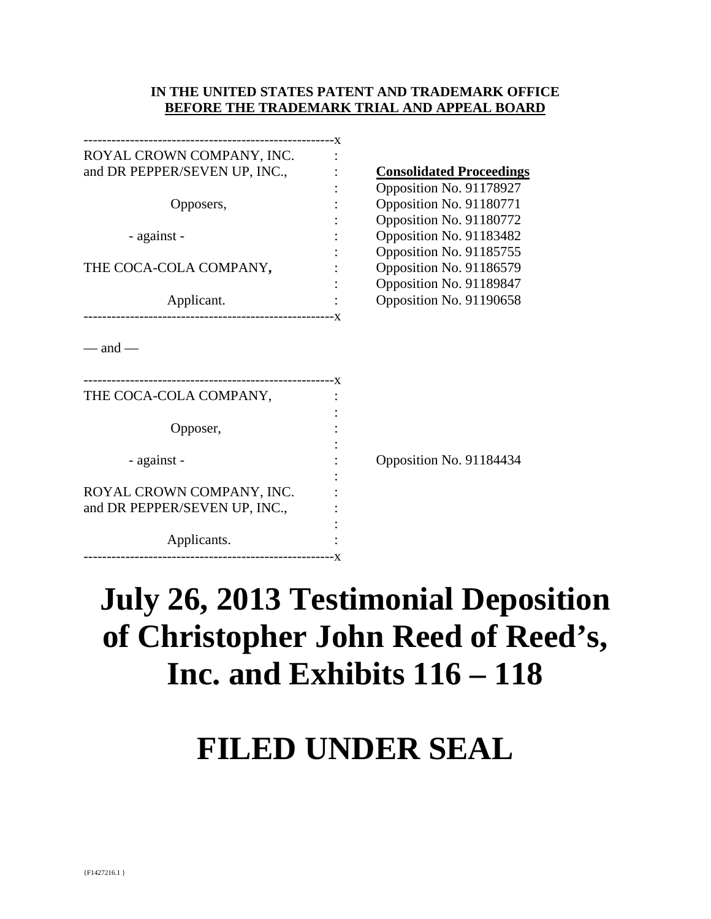**IN THE UNITED STATES PATENT AND TRADEMARK OFFICE**
**BEFORE THE TRADEMARK TRIAL AND APPEAL BOARD**

| | | |
|---|---|---|
| ROYAL CROWN COMPANY, INC. and DR PEPPER/SEVEN UP, INC., | : | **Consolidated Proceedings** |
| | : | Opposition No. 91178927 |
| Opposers, | : | Opposition No. 91180771 |
| | : | Opposition No. 91180772 |
| - against - | : | Opposition No. 91183482 |
| | : | Opposition No. 91185755 |
| THE COCA-COLA COMPANY, | : | Opposition No. 91186579 |
| | : | Opposition No. 91189847 |
| Applicant. | : | Opposition No. 91190658 |

— and —

| | | |
|---|---|---|
| THE COCA-COLA COMPANY, | : | |
| Opposer, | : | |
| - against - | : | Opposition No. 91184434 |
| ROYAL CROWN COMPANY, INC. and DR PEPPER/SEVEN UP, INC., | : | |
| Applicants. | : | |

# July 26, 2013 Testimonial Deposition of Christopher John Reed of Reed's, Inc. and Exhibits 116 – 118

# FILED UNDER SEAL

{F1427216.1 }